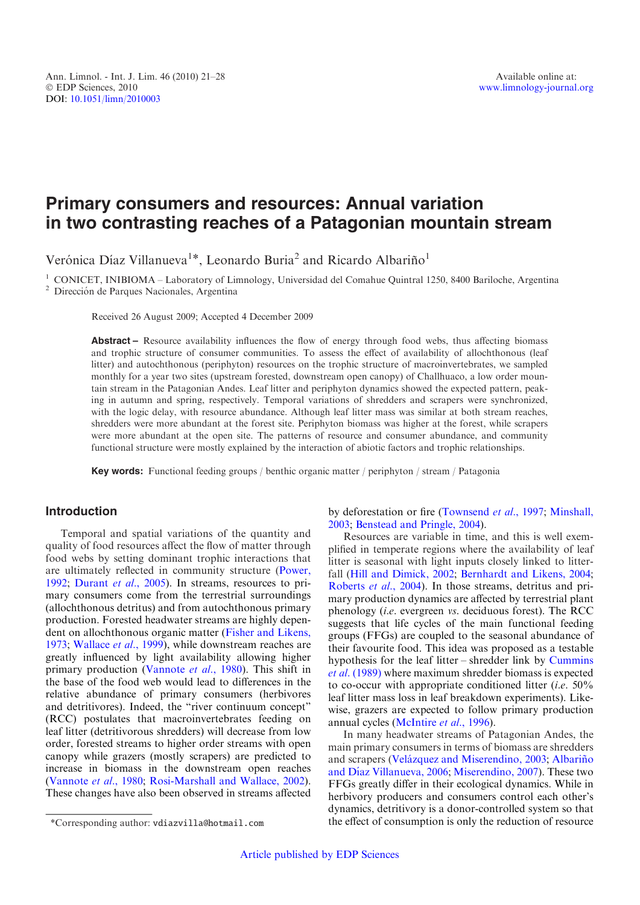# Primary consumers and resources: Annual variation in two contrasting reaches of a Patagonian mountain stream

Verónica Díaz Villanueva[1]*, Leonardo Buria[2] and Ricardo Albariño[1]

[1] CONICET, INIBIOMA – Laboratory of Limnology, Universidad del Comahue Quintral 1250, 8400 Bariloche, Argentina
[2] Dirección de Parques Nacionales, Argentina

Received 26 August 2009; Accepted 4 December 2009

**Abstract** – Resource availability influences the flow of energy through food webs, thus affecting biomass and trophic structure of consumer communities. To assess the effect of availability of allochthonous (leaf litter) and autochthonous (periphyton) resources on the trophic structure of macroinvertebrates, we sampled monthly for a year two sites (upstream forested, downstream open canopy) of Challhuaco, a low order mountain stream in the Patagonian Andes. Leaf litter and periphyton dynamics showed the expected pattern, peaking in autumn and spring, respectively. Temporal variations of shredders and scrapers were synchronized, with the logic delay, with resource abundance. Although leaf litter mass was similar at both stream reaches, shredders were more abundant at the forest site. Periphyton biomass was higher at the forest, while scrapers were more abundant at the open site. The patterns of resource and consumer abundance, and community functional structure were mostly explained by the interaction of abiotic factors and trophic relationships.

**Key words:** Functional feeding groups / benthic organic matter / periphyton / stream / Patagonia

## Introduction

Temporal and spatial variations of the quantity and quality of food resources affect the flow of matter through food webs by setting dominant trophic interactions that are ultimately reflected in community structure (Power, 1992; Durant *et al.*, 2005). In streams, resources to primary consumers come from the terrestrial surroundings (allochthonous detritus) and from autochthonous primary production. Forested headwater streams are highly dependent on allochthonous organic matter (Fisher and Likens, 1973; Wallace *et al.*, 1999), while downstream reaches are greatly influenced by light availability allowing higher primary production (Vannote *et al.*, 1980). This shift in the base of the food web would lead to differences in the relative abundance of primary consumers (herbivores and detritivores). Indeed, the "river continuum concept" (RCC) postulates that macroinvertebrates feeding on leaf litter (detritivorous shredders) will decrease from low order, forested streams to higher order streams with open canopy while grazers (mostly scrapers) are predicted to increase in biomass in the downstream open reaches (Vannote *et al.*, 1980; Rosi-Marshall and Wallace, 2002). These changes have also been observed in streams affected by deforestation or fire (Townsend *et al.*, 1997; Minshall, 2003; Benstead and Pringle, 2004).

Resources are variable in time, and this is well exemplified in temperate regions where the availability of leaf litter is seasonal with light inputs closely linked to litterfall (Hill and Dimick, 2002; Bernhardt and Likens, 2004; Roberts *et al.*, 2004). In those streams, detritus and primary production dynamics are affected by terrestrial plant phenology (*i.e.* evergreen *vs.* deciduous forest). The RCC suggests that life cycles of the main functional feeding groups (FFGs) are coupled to the seasonal abundance of their favourite food. This idea was proposed as a testable hypothesis for the leaf litter – shredder link by Cummins *et al.* (1989) where maximum shredder biomass is expected to co-occur with appropriate conditioned litter (*i.e.* 50% leaf litter mass loss in leaf breakdown experiments). Likewise, grazers are expected to follow primary production annual cycles (McIntire *et al.*, 1996).

In many headwater streams of Patagonian Andes, the main primary consumers in terms of biomass are shredders and scrapers (Velázquez and Miserendino, 2003; Albariño and Díaz Villanueva, 2006; Miserendino, 2007). These two FFGs greatly differ in their ecological dynamics. While in herbivory producers and consumers control each other's dynamics, detritivory is a donor-controlled system so that the effect of consumption is only the reduction of resource

*Corresponding author: vdiazvilla@hotmail.com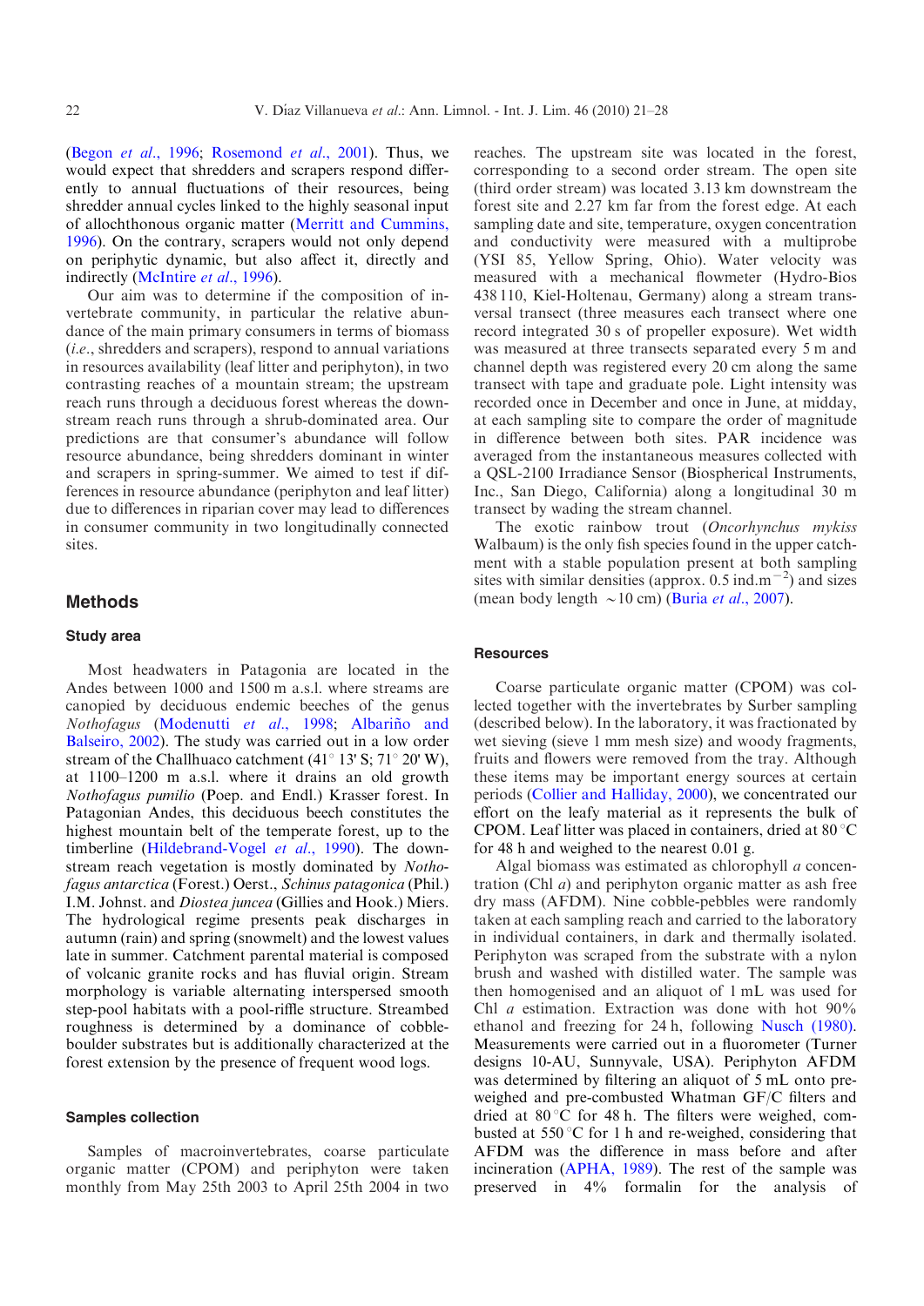(Begon *et al.*, 1996; Rosemond *et al.*, 2001). Thus, we would expect that shredders and scrapers respond differently to annual fluctuations of their resources, being shredder annual cycles linked to the highly seasonal input of allochthonous organic matter (Merritt and Cummins, 1996). On the contrary, scrapers would not only depend on periphytic dynamic, but also affect it, directly and indirectly (McIntire *et al.*, 1996).

Our aim was to determine if the composition of invertebrate community, in particular the relative abundance of the main primary consumers in terms of biomass (*i.e.*, shredders and scrapers), respond to annual variations in resources availability (leaf litter and periphyton), in two contrasting reaches of a mountain stream; the upstream reach runs through a deciduous forest whereas the downstream reach runs through a shrub-dominated area. Our predictions are that consumer's abundance will follow resource abundance, being shredders dominant in winter and scrapers in spring-summer. We aimed to test if differences in resource abundance (periphyton and leaf litter) due to differences in riparian cover may lead to differences in consumer community in two longitudinally connected sites.

## Methods

### Study area

Most headwaters in Patagonia are located in the Andes between 1000 and 1500 m a.s.l. where streams are canopied by deciduous endemic beeches of the genus *Nothofagus* (Modenutti *et al.*, 1998; Albariño and Balseiro, 2002). The study was carried out in a low order stream of the Challhuaco catchment (41° 13' S; 71° 20' W), at 1100–1200 m a.s.l. where it drains an old growth *Nothofagus pumilio* (Poep. and Endl.) Krasser forest. In Patagonian Andes, this deciduous beech constitutes the highest mountain belt of the temperate forest, up to the timberline (Hildebrand-Vogel *et al.*, 1990). The downstream reach vegetation is mostly dominated by *Nothofagus antarctica* (Forest.) Oerst., *Schinus patagonica* (Phil.) I.M. Johnst. and *Diostea juncea* (Gillies and Hook.) Miers. The hydrological regime presents peak discharges in autumn (rain) and spring (snowmelt) and the lowest values late in summer. Catchment parental material is composed of volcanic granite rocks and has fluvial origin. Stream morphology is variable alternating interspersed smooth step-pool habitats with a pool-riffle structure. Streambed roughness is determined by a dominance of cobble-boulder substrates but is additionally characterized at the forest extension by the presence of frequent wood logs.

### Samples collection

Samples of macroinvertebrates, coarse particulate organic matter (CPOM) and periphyton were taken monthly from May 25th 2003 to April 25th 2004 in two reaches. The upstream site was located in the forest, corresponding to a second order stream. The open site (third order stream) was located 3.13 km downstream the forest site and 2.27 km far from the forest edge. At each sampling date and site, temperature, oxygen concentration and conductivity were measured with a multiprobe (YSI 85, Yellow Spring, Ohio). Water velocity was measured with a mechanical flowmeter (Hydro-Bios 438 110, Kiel-Holtenau, Germany) along a stream transversal transect (three measures each transect where one record integrated 30 s of propeller exposure). Wet width was measured at three transects separated every 5 m and channel depth was registered every 20 cm along the same transect with tape and graduate pole. Light intensity was recorded once in December and once in June, at midday, at each sampling site to compare the order of magnitude in difference between both sites. PAR incidence was averaged from the instantaneous measures collected with a QSL-2100 Irradiance Sensor (Biospherical Instruments, Inc., San Diego, California) along a longitudinal 30 m transect by wading the stream channel.

The exotic rainbow trout (*Oncorhynchus mykiss* Walbaum) is the only fish species found in the upper catchment with a stable population present at both sampling sites with similar densities (approx. 0.5 ind.m$^{-2}$) and sizes (mean body length ~10 cm) (Buria *et al.*, 2007).

### Resources

Coarse particulate organic matter (CPOM) was collected together with the invertebrates by Surber sampling (described below). In the laboratory, it was fractionated by wet sieving (sieve 1 mm mesh size) and woody fragments, fruits and flowers were removed from the tray. Although these items may be important energy sources at certain periods (Collier and Halliday, 2000), we concentrated our effort on the leafy material as it represents the bulk of CPOM. Leaf litter was placed in containers, dried at 80 °C for 48 h and weighed to the nearest 0.01 g.

Algal biomass was estimated as chlorophyll *a* concentration (Chl *a*) and periphyton organic matter as ash free dry mass (AFDM). Nine cobble-pebbles were randomly taken at each sampling reach and carried to the laboratory in individual containers, in dark and thermally isolated. Periphyton was scraped from the substrate with a nylon brush and washed with distilled water. The sample was then homogenised and an aliquot of 1 mL was used for Chl *a* estimation. Extraction was done with hot 90% ethanol and freezing for 24 h, following Nusch (1980). Measurements were carried out in a fluorometer (Turner designs 10-AU, Sunnyvale, USA). Periphyton AFDM was determined by filtering an aliquot of 5 mL onto preweighed and pre-combusted Whatman GF/C filters and dried at 80 °C for 48 h. The filters were weighed, combusted at 550 °C for 1 h and re-weighed, considering that AFDM was the difference in mass before and after incineration (APHA, 1989). The rest of the sample was preserved in 4% formalin for the analysis of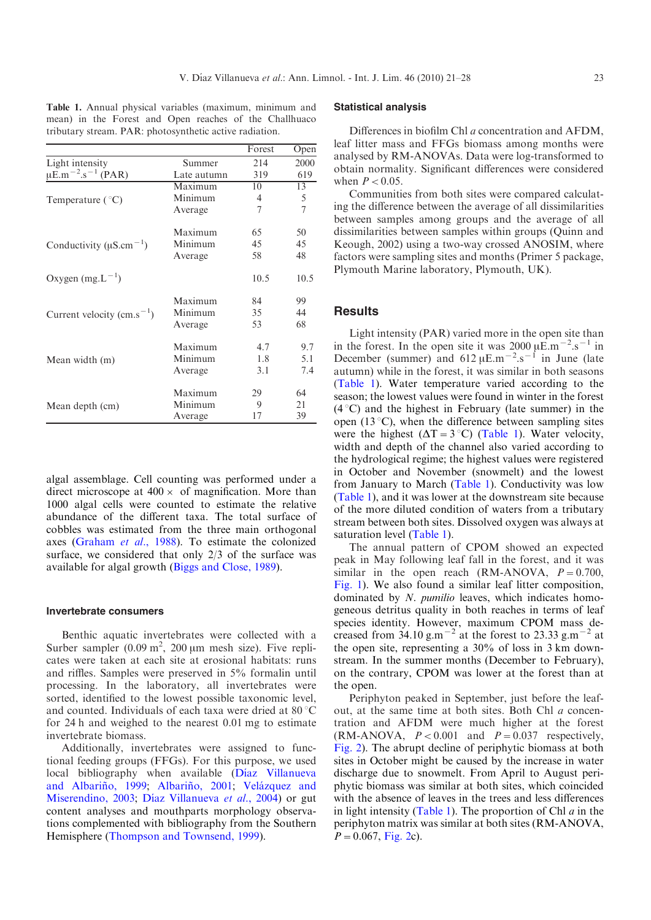**Table 1.** Annual physical variables (maximum, minimum and mean) in the Forest and Open reaches of the Challhuaco tributary stream. PAR: photosynthetic active radiation.

| | | Forest | Open |
|---|---|---|---|
| Light intensity $\mu$E.m$^{-2}$.s$^{-1}$ (PAR) | Summer | 214 | 2000 |
| | Late autumn | 319 | 619 |
| Temperature (°C) | Maximum | 10 | 13 |
| | Minimum | 4 | 5 |
| | Average | 7 | 7 |
| Conductivity ($\mu$S.cm$^{-1}$) | Maximum | 65 | 50 |
| | Minimum | 45 | 45 |
| | Average | 58 | 48 |
| Oxygen (mg.L$^{-1}$) | | 10.5 | 10.5 |
| Current velocity (cm.s$^{-1}$) | Maximum | 84 | 99 |
| | Minimum | 35 | 44 |
| | Average | 53 | 68 |
| Mean width (m) | Maximum | 4.7 | 9.7 |
| | Minimum | 1.8 | 5.1 |
| | Average | 3.1 | 7.4 |
| Mean depth (cm) | Maximum | 29 | 64 |
| | Minimum | 9 | 21 |
| | Average | 17 | 39 |

algal assemblage. Cell counting was performed under a direct microscope at 400 × of magnification. More than 1000 algal cells were counted to estimate the relative abundance of the different taxa. The total surface of cobbles was estimated from the three main orthogonal axes (Graham *et al.*, 1988). To estimate the colonized surface, we considered that only 2/3 of the surface was available for algal growth (Biggs and Close, 1989).

### Invertebrate consumers

Benthic aquatic invertebrates were collected with a Surber sampler (0.09 m$^2$, 200 $\mu$m mesh size). Five replicates were taken at each site at erosional habitats: runs and riffles. Samples were preserved in 5% formalin until processing. In the laboratory, all invertebrates were sorted, identified to the lowest possible taxonomic level, and counted. Individuals of each taxa were dried at 80 °C for 24 h and weighed to the nearest 0.01 mg to estimate invertebrate biomass.

Additionally, invertebrates were assigned to functional feeding groups (FFGs). For this purpose, we used local bibliography when available (Díaz Villanueva and Albariño, 1999; Albariño, 2001; Velázquez and Miserendino, 2003; Díaz Villanueva *et al.*, 2004) or gut content analyses and mouthparts morphology observations complemented with bibliography from the Southern Hemisphere (Thompson and Townsend, 1999).

### Statistical analysis

Differences in biofilm Chl *a* concentration and AFDM, leaf litter mass and FFGs biomass among months were analysed by RM-ANOVAs. Data were log-transformed to obtain normality. Significant differences were considered when $P < 0.05$.

Communities from both sites were compared calculating the difference between the average of all dissimilarities between samples among groups and the average of all dissimilarities between samples within groups (Quinn and Keough, 2002) using a two-way crossed ANOSIM, where factors were sampling sites and months (Primer 5 package, Plymouth Marine laboratory, Plymouth, UK).

## Results

Light intensity (PAR) varied more in the open site than in the forest. In the open site it was 2000 $\mu$E.m$^{-2}$.s$^{-1}$ in December (summer) and 612 $\mu$E.m$^{-2}$.s$^{-1}$ in June (late autumn) while in the forest, it was similar in both seasons (Table 1). Water temperature varied according to the season; the lowest values were found in winter in the forest (4 °C) and the highest in February (late summer) in the open (13 °C), when the difference between sampling sites were the highest ($\Delta T = 3$ °C) (Table 1). Water velocity, width and depth of the channel also varied according to the hydrological regime; the highest values were registered in October and November (snowmelt) and the lowest from January to March (Table 1). Conductivity was low (Table 1), and it was lower at the downstream site because of the more diluted condition of waters from a tributary stream between both sites. Dissolved oxygen was always at saturation level (Table 1).

The annual pattern of CPOM showed an expected peak in May following leaf fall in the forest, and it was similar in the open reach (RM-ANOVA, $P = 0.700$, Fig. 1). We also found a similar leaf litter composition, dominated by *N. pumilio* leaves, which indicates homogeneous detritus quality in both reaches in terms of leaf species identity. However, maximum CPOM mass decreased from 34.10 g.m$^{-2}$ at the forest to 23.33 g.m$^{-2}$ at the open site, representing a 30% of loss in 3 km downstream. In the summer months (December to February), on the contrary, CPOM was lower at the forest than at the open.

Periphyton peaked in September, just before the leaf-out, at the same time at both sites. Both Chl *a* concentration and AFDM were much higher at the forest (RM-ANOVA, $P < 0.001$ and $P = 0.037$ respectively, Fig. 2). The abrupt decline of periphytic biomass at both sites in October might be caused by the increase in water discharge due to snowmelt. From April to August periphytic biomass was similar at both sites, which coincided with the absence of leaves in the trees and less differences in light intensity (Table 1). The proportion of Chl *a* in the periphyton matrix was similar at both sites (RM-ANOVA, $P = 0.067$, Fig. 2c).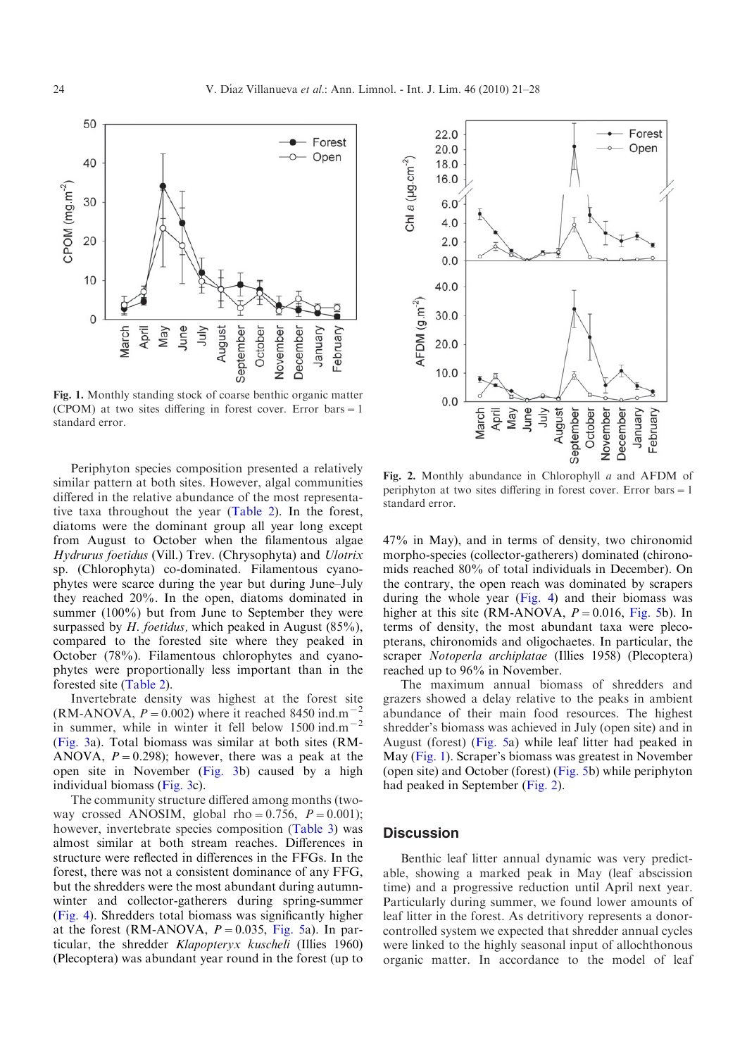Fig. 1. Monthly standing stock of coarse benthic organic matter (CPOM) at two sites differing in forest cover. Error bars = 1 standard error.

Fig. 2. Monthly abundance in Chlorophyll *a* and AFDM of periphyton at two sites differing in forest cover. Error bars = 1 standard error.

Periphyton species composition presented a relatively similar pattern at both sites. However, algal communities differed in the relative abundance of the most representative taxa throughout the year (Table 2). In the forest, diatoms were the dominant group all year long except from August to October when the filamentous algae *Hydrurus foetidus* (Vill.) Trev. (Chrysophyta) and *Ulotrix* sp. (Chlorophyta) co-dominated. Filamentous cyanophytes were scarce during the year but during June–July they reached 20%. In the open, diatoms dominated in summer (100%) but from June to September they were surpassed by *H. foetidus,* which peaked in August (85%), compared to the forested site where they peaked in October (78%). Filamentous chlorophytes and cyanophytes were proportionally less important than in the forested site (Table 2).

Invertebrate density was highest at the forest site (RM-ANOVA, $P = 0.002$) where it reached 8450 ind.m$^{-2}$ in summer, while in winter it fell below 1500 ind.m$^{-2}$ (Fig. 3a). Total biomass was similar at both sites (RM-ANOVA, $P = 0.298$); however, there was a peak at the open site in November (Fig. 3b) caused by a high individual biomass (Fig. 3c).

The community structure differed among months (two-way crossed ANOSIM, global rho = 0.756, $P = 0.001$); however, invertebrate species composition (Table 3) was almost similar at both stream reaches. Differences in structure were reflected in differences in the FFGs. In the forest, there was not a consistent dominance of any FFG, but the shredders were the most abundant during autumn-winter and collector-gatherers during spring-summer (Fig. 4). Shredders total biomass was significantly higher at the forest (RM-ANOVA, $P = 0.035$, Fig. 5a). In particular, the shredder *Klapopteryx kuscheli* (Illies 1960) (Plecoptera) was abundant year round in the forest (up to 47% in May), and in terms of density, two chironomid morpho-species (collector-gatherers) dominated (chironomids reached 80% of total individuals in December). On the contrary, the open reach was dominated by scrapers during the whole year (Fig. 4) and their biomass was higher at this site (RM-ANOVA, $P = 0.016$, Fig. 5b). In terms of density, the most abundant taxa were plecopterans, chironomids and oligochaetes. In particular, the scraper *Notoperla archiplatae* (Illies 1958) (Plecoptera) reached up to 96% in November.

The maximum annual biomass of shredders and grazers showed a delay relative to the peaks in ambient abundance of their main food resources. The highest shredder's biomass was achieved in July (open site) and in August (forest) (Fig. 5a) while leaf litter had peaked in May (Fig. 1). Scraper's biomass was greatest in November (open site) and October (forest) (Fig. 5b) while periphyton had peaked in September (Fig. 2).

## Discussion

Benthic leaf litter annual dynamic was very predictable, showing a marked peak in May (leaf abscission time) and a progressive reduction until April next year. Particularly during summer, we found lower amounts of leaf litter in the forest. As detritivory represents a donor-controlled system we expected that shredder annual cycles were linked to the highly seasonal input of allochthonous organic matter. In accordance to the model of leaf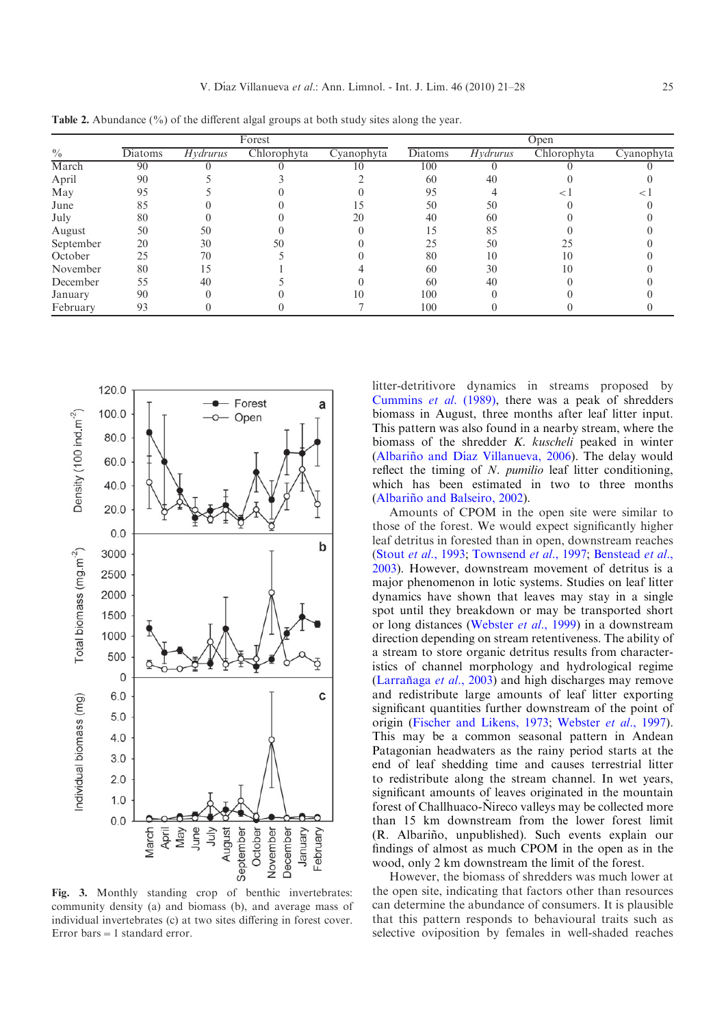**Table 2.** Abundance (%) of the different algal groups at both study sites along the year.

| % | Forest | | | | Open | | | |
|---|---|---|---|---|---|---|---|---|
| | Diatoms | *Hydrurus* | Chlorophyta | Cyanophyta | Diatoms | *Hydrurus* | Chlorophyta | Cyanophyta |
| March | 90 | 0 | 0 | 10 | 100 | 0 | 0 | 0 |
| April | 90 | 5 | 3 | 2 | 60 | 40 | 0 | 0 |
| May | 95 | 5 | 0 | 0 | 95 | 4 | <1 | <1 |
| June | 85 | 0 | 0 | 15 | 50 | 50 | 0 | 0 |
| July | 80 | 0 | 0 | 20 | 40 | 60 | 0 | 0 |
| August | 50 | 50 | 0 | 0 | 15 | 85 | 0 | 0 |
| September | 20 | 30 | 50 | 0 | 25 | 50 | 25 | 0 |
| October | 25 | 70 | 5 | 0 | 80 | 10 | 10 | 0 |
| November | 80 | 15 | 1 | 4 | 60 | 30 | 10 | 0 |
| December | 55 | 40 | 5 | 0 | 60 | 40 | 0 | 0 |
| January | 90 | 0 | 0 | 10 | 100 | 0 | 0 | 0 |
| February | 93 | 0 | 0 | 7 | 100 | 0 | 0 | 0 |

**Fig. 3.** Monthly standing crop of benthic invertebrates: community density (a) and biomass (b), and average mass of individual invertebrates (c) at two sites differing in forest cover. Error bars = 1 standard error.

litter-detritivore dynamics in streams proposed by Cummins *et al.* (1989), there was a peak of shredders biomass in August, three months after leaf litter input. This pattern was also found in a nearby stream, where the biomass of the shredder *K. kuscheli* peaked in winter (Albariño and Díaz Villanueva, 2006). The delay would reflect the timing of *N. pumilio* leaf litter conditioning, which has been estimated in two to three months (Albariño and Balseiro, 2002).

Amounts of CPOM in the open site were similar to those of the forest. We would expect significantly higher leaf detritus in forested than in open, downstream reaches (Stout *et al.*, 1993; Townsend *et al.*, 1997; Benstead *et al.*, 2003). However, downstream movement of detritus is a major phenomenon in lotic systems. Studies on leaf litter dynamics have shown that leaves may stay in a single spot until they breakdown or may be transported short or long distances (Webster *et al.*, 1999) in a downstream direction depending on stream retentiveness. The ability of a stream to store organic detritus results from characteristics of channel morphology and hydrological regime (Larrañaga *et al.*, 2003) and high discharges may remove and redistribute large amounts of leaf litter exporting significant quantities further downstream of the point of origin (Fischer and Likens, 1973; Webster *et al.*, 1997). This may be a common seasonal pattern in Andean Patagonian headwaters as the rainy period starts at the end of leaf shedding time and causes terrestrial litter to redistribute along the stream channel. In wet years, significant amounts of leaves originated in the mountain forest of Challhuaco-Ñireco valleys may be collected more than 15 km downstream from the lower forest limit (R. Albariño, unpublished). Such events explain our findings of almost as much CPOM in the open as in the wood, only 2 km downstream the limit of the forest.

However, the biomass of shredders was much lower at the open site, indicating that factors other than resources can determine the abundance of consumers. It is plausible that this pattern responds to behavioural traits such as selective oviposition by females in well-shaded reaches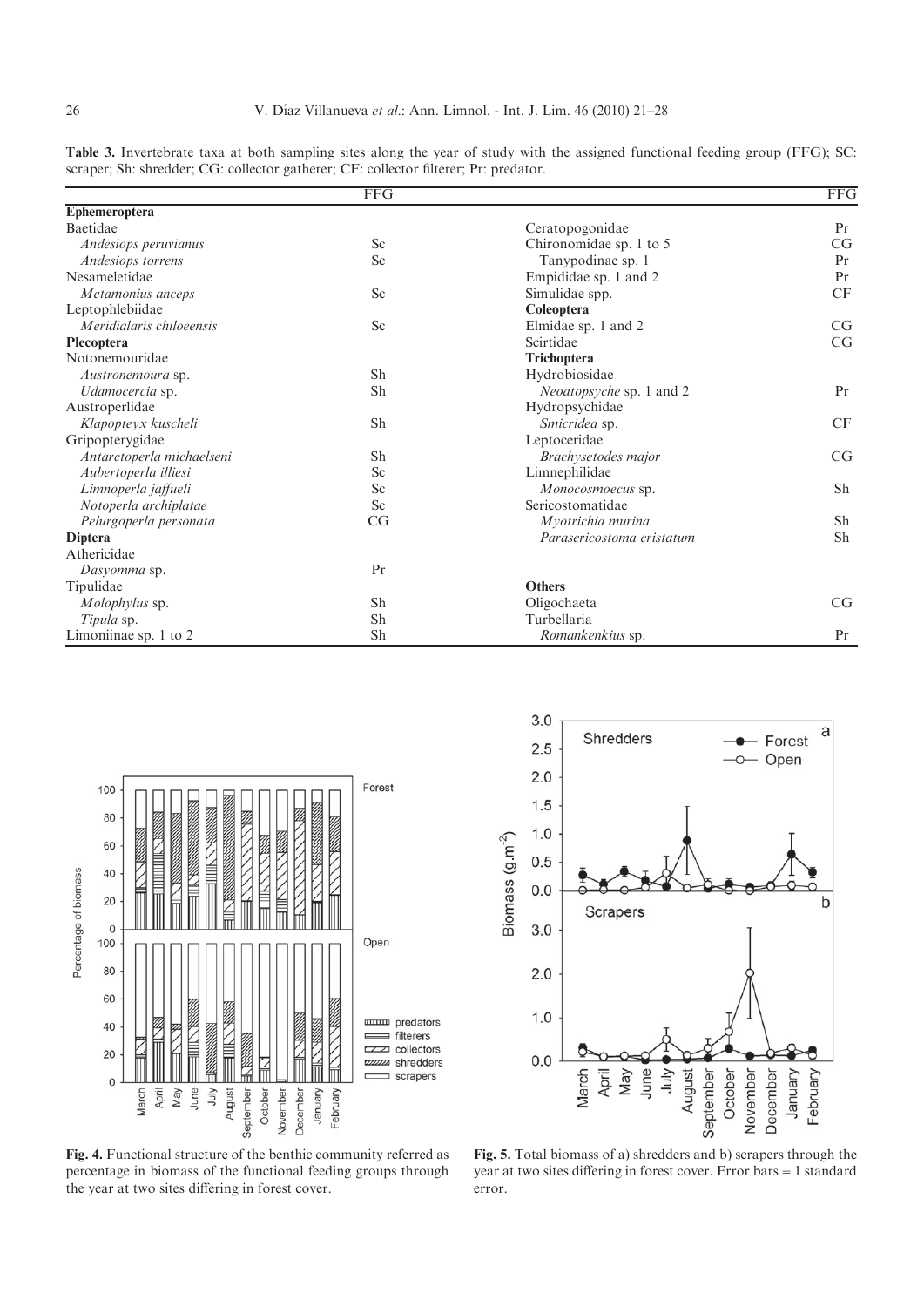**Table 3.** Invertebrate taxa at both sampling sites along the year of study with the assigned functional feeding group (FFG); SC: scraper; Sh: shredder; CG: collector gatherer; CF: collector filterer; Pr: predator.

| | FFG | | FFG |
|---|---|---|---|
| **Ephemeroptera** | | Ceratopogonidae | Pr |
| Baetidae | | Chironomidae sp. 1 to 5 | CG |
| *Andesiops peruvianus* | Sc | Tanypodinae sp. 1 | Pr |
| *Andesiops torrens* | Sc | Empididae sp. 1 and 2 | Pr |
| Nesameletidae | | Simulidae spp. | CF |
| *Metamonius anceps* | Sc | **Coleoptera** | |
| Leptophlebiidae | | Elmidae sp. 1 and 2 | CG |
| *Meridialaris chiloeensis* | Sc | Scirtidae | CG |
| **Plecoptera** | | **Trichoptera** | |
| Notonemouridae | | Hydrobiosidae | |
| *Austronemoura* sp. | Sh | *Neoatopsyche* sp. 1 and 2 | Pr |
| *Udamocercia* sp. | Sh | Hydropsychidae | |
| Austroperlidae | | *Smicridea* sp. | CF |
| *Klapopteyx kuscheli* | Sh | Leptoceridae | |
| Gripopterygidae | | *Brachysetodes major* | CG |
| *Antarctoperla michaelseni* | Sh | Limnephilidae | |
| *Aubertoperla illiesi* | Sc | *Monocosmoecus* sp. | Sh |
| *Limnoperla jaffueli* | Sc | Sericostomatidae | |
| *Notoperla archiplatae* | Sc | *Myotrichia murina* | Sh |
| *Pelurgoperla personata* | CG | *Parasericostoma cristatum* | Sh |
| **Diptera** | | | |
| Athericidae | | | |
| *Dasyomma* sp. | Pr | | |
| Tipulidae | | **Others** | |
| *Molophylus* sp. | Sh | Oligochaeta | CG |
| *Tipula* sp. | Sh | Turbellaria | |
| Limoniinae sp. 1 to 2 | Sh | *Romankenkius* sp. | Pr |

**Fig. 4.** Functional structure of the benthic community referred as percentage in biomass of the functional feeding groups through the year at two sites differing in forest cover.

**Fig. 5.** Total biomass of a) shredders and b) scrapers through the year at two sites differing in forest cover. Error bars = 1 standard error.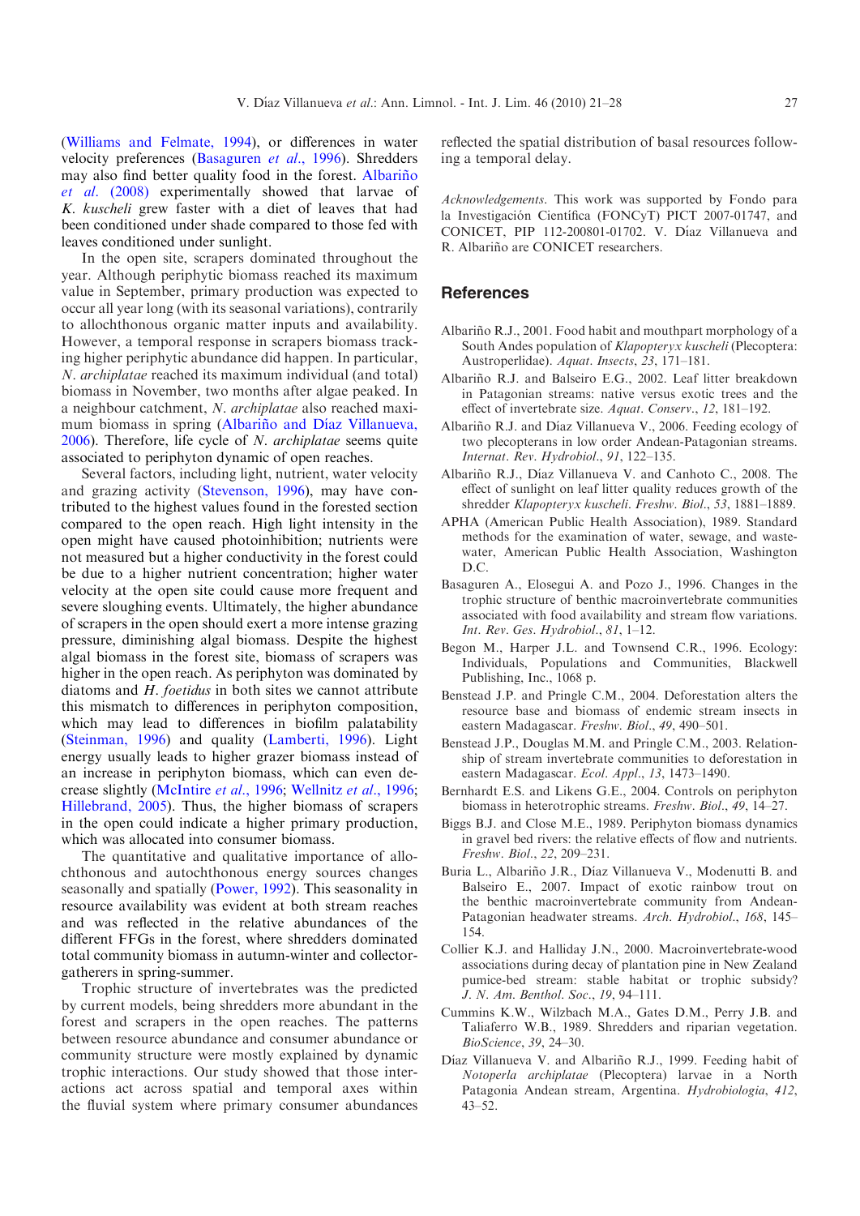(Williams and Felmate, 1994), or differences in water velocity preferences (Basaguren *et al*., 1996). Shredders may also find better quality food in the forest. Albariño *et al*. (2008) experimentally showed that larvae of *K. kuscheli* grew faster with a diet of leaves that had been conditioned under shade compared to those fed with leaves conditioned under sunlight.

In the open site, scrapers dominated throughout the year. Although periphytic biomass reached its maximum value in September, primary production was expected to occur all year long (with its seasonal variations), contrarily to allochthonous organic matter inputs and availability. However, a temporal response in scrapers biomass tracking higher periphytic abundance did happen. In particular, *N. archiplatae* reached its maximum individual (and total) biomass in November, two months after algae peaked. In a neighbour catchment, *N. archiplatae* also reached maximum biomass in spring (Albariño and Díaz Villanueva, 2006). Therefore, life cycle of *N. archiplatae* seems quite associated to periphyton dynamic of open reaches.

Several factors, including light, nutrient, water velocity and grazing activity (Stevenson, 1996), may have contributed to the highest values found in the forested section compared to the open reach. High light intensity in the open might have caused photoinhibition; nutrients were not measured but a higher conductivity in the forest could be due to a higher nutrient concentration; higher water velocity at the open site could cause more frequent and severe sloughing events. Ultimately, the higher abundance of scrapers in the open should exert a more intense grazing pressure, diminishing algal biomass. Despite the highest algal biomass in the forest site, biomass of scrapers was higher in the open reach. As periphyton was dominated by diatoms and *H. foetidus* in both sites we cannot attribute this mismatch to differences in periphyton composition, which may lead to differences in biofilm palatability (Steinman, 1996) and quality (Lamberti, 1996). Light energy usually leads to higher grazer biomass instead of an increase in periphyton biomass, which can even decrease slightly (McIntire *et al*., 1996; Wellnitz *et al*., 1996; Hillebrand, 2005). Thus, the higher biomass of scrapers in the open could indicate a higher primary production, which was allocated into consumer biomass.

The quantitative and qualitative importance of allochthonous and autochthonous energy sources changes seasonally and spatially (Power, 1992). This seasonality in resource availability was evident at both stream reaches and was reflected in the relative abundances of the different FFGs in the forest, where shredders dominated total community biomass in autumn-winter and collector-gatherers in spring-summer.

Trophic structure of invertebrates was the predicted by current models, being shredders more abundant in the forest and scrapers in the open reaches. The patterns between resource abundance and consumer abundance or community structure were mostly explained by dynamic trophic interactions. Our study showed that those interactions act across spatial and temporal axes within the fluvial system where primary consumer abundances reflected the spatial distribution of basal resources following a temporal delay.

*Acknowledgements*. This work was supported by Fondo para la Investigación Científica (FONCyT) PICT 2007-01747, and CONICET, PIP 112-200801-01702. V. Díaz Villanueva and R. Albariño are CONICET researchers.

## References

Albariño R.J., 2001. Food habit and mouthpart morphology of a South Andes population of *Klapopteryx kuscheli* (Plecoptera: Austroperlidae). *Aquat. Insects*, *23*, 171–181.

Albariño R.J. and Balseiro E.G., 2002. Leaf litter breakdown in Patagonian streams: native versus exotic trees and the effect of invertebrate size. *Aquat. Conserv*., *12*, 181–192.

Albariño R.J. and Díaz Villanueva V., 2006. Feeding ecology of two plecopterans in low order Andean-Patagonian streams. *Internat. Rev. Hydrobiol*., *91*, 122–135.

Albariño R.J., Díaz Villanueva V. and Canhoto C., 2008. The effect of sunlight on leaf litter quality reduces growth of the shredder *Klapopteryx kuscheli*. *Freshw. Biol*., *53*, 1881–1889.

APHA (American Public Health Association), 1989. Standard methods for the examination of water, sewage, and wastewater, American Public Health Association, Washington D.C.

Basaguren A., Elosegui A. and Pozo J., 1996. Changes in the trophic structure of benthic macroinvertebrate communities associated with food availability and stream flow variations. *Int. Rev. Ges. Hydrobiol*., *81*, 1–12.

Begon M., Harper J.L. and Townsend C.R., 1996. Ecology: Individuals, Populations and Communities, Blackwell Publishing, Inc., 1068 p.

Benstead J.P. and Pringle C.M., 2004. Deforestation alters the resource base and biomass of endemic stream insects in eastern Madagascar. *Freshw. Biol*., *49*, 490–501.

Benstead J.P., Douglas M.M. and Pringle C.M., 2003. Relationship of stream invertebrate communities to deforestation in eastern Madagascar. *Ecol. Appl*., *13*, 1473–1490.

Bernhardt E.S. and Likens G.E., 2004. Controls on periphyton biomass in heterotrophic streams. *Freshw. Biol*., *49*, 14–27.

Biggs B.J. and Close M.E., 1989. Periphyton biomass dynamics in gravel bed rivers: the relative effects of flow and nutrients. *Freshw. Biol*., *22*, 209–231.

Buria L., Albariño J.R., Díaz Villanueva V., Modenutti B. and Balseiro E., 2007. Impact of exotic rainbow trout on the benthic macroinvertebrate community from Andean-Patagonian headwater streams. *Arch. Hydrobiol*., *168*, 145–154.

Collier K.J. and Halliday J.N., 2000. Macroinvertebrate-wood associations during decay of plantation pine in New Zealand pumice-bed stream: stable habitat or trophic subsidy? *J. N. Am. Benthol. Soc*., *19*, 94–111.

Cummins K.W., Wilzbach M.A., Gates D.M., Perry J.B. and Taliaferro W.B., 1989. Shredders and riparian vegetation. *BioScience*, *39*, 24–30.

Díaz Villanueva V. and Albariño R.J., 1999. Feeding habit of *Notoperla archiplatae* (Plecoptera) larvae in a North Patagonia Andean stream, Argentina. *Hydrobiologia*, *412*, 43–52.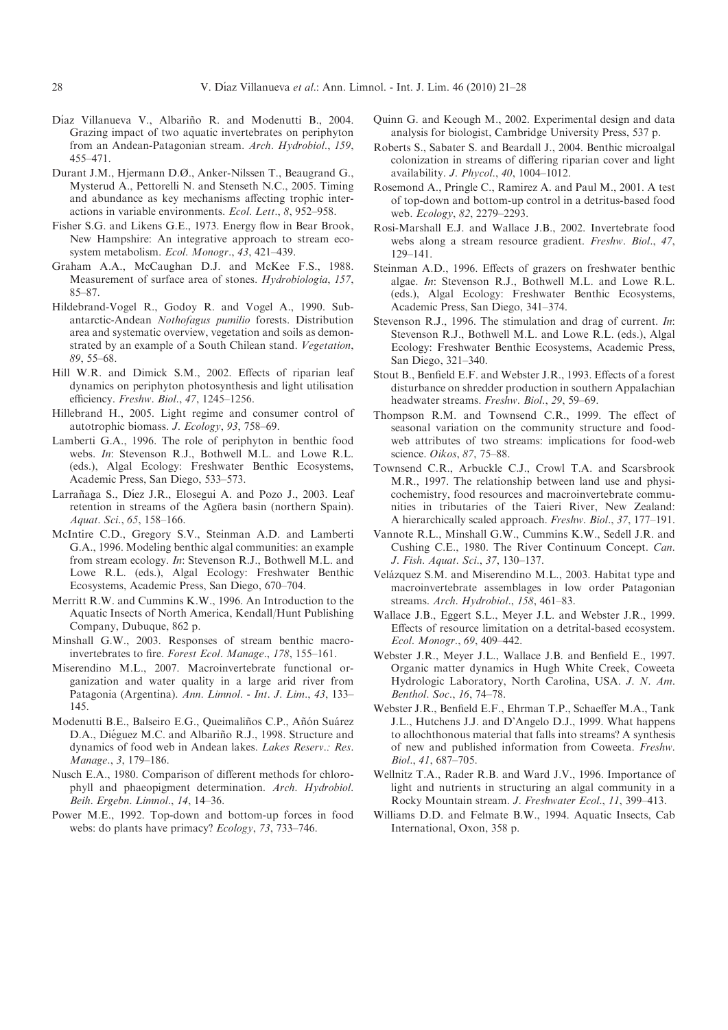Díaz Villanueva V., Albariño R. and Modenutti B., 2004. Grazing impact of two aquatic invertebrates on periphyton from an Andean-Patagonian stream. *Arch. Hydrobiol.*, *159*, 455–471.

Durant J.M., Hjermann D.Ø., Anker-Nilssen T., Beaugrand G., Mysterud A., Pettorelli N. and Stenseth N.C., 2005. Timing and abundance as key mechanisms affecting trophic interactions in variable environments. *Ecol. Lett.*, *8*, 952–958.

Fisher S.G. and Likens G.E., 1973. Energy flow in Bear Brook, New Hampshire: An integrative approach to stream ecosystem metabolism. *Ecol. Monogr.*, *43*, 421–439.

Graham A.A., McCaughan D.J. and McKee F.S., 1988. Measurement of surface area of stones. *Hydrobiologia*, *157*, 85–87.

Hildebrand-Vogel R., Godoy R. and Vogel A., 1990. Subantarctic-Andean *Nothofagus pumilio* forests. Distribution area and systematic overview, vegetation and soils as demonstrated by an example of a South Chilean stand. *Vegetation*, *89*, 55–68.

Hill W.R. and Dimick S.M., 2002. Effects of riparian leaf dynamics on periphyton photosynthesis and light utilisation efficiency. *Freshw. Biol.*, *47*, 1245–1256.

Hillebrand H., 2005. Light regime and consumer control of autotrophic biomass. *J. Ecology*, *93*, 758–69.

Lamberti G.A., 1996. The role of periphyton in benthic food webs. *In*: Stevenson R.J., Bothwell M.L. and Lowe R.L. (eds.), Algal Ecology: Freshwater Benthic Ecosystems, Academic Press, San Diego, 533–573.

Larrañaga S., Díez J.R., Elosegui A. and Pozo J., 2003. Leaf retention in streams of the Agüera basin (northern Spain). *Aquat. Sci.*, *65*, 158–166.

McIntire C.D., Gregory S.V., Steinman A.D. and Lamberti G.A., 1996. Modeling benthic algal communities: an example from stream ecology. *In*: Stevenson R.J., Bothwell M.L. and Lowe R.L. (eds.), Algal Ecology: Freshwater Benthic Ecosystems, Academic Press, San Diego, 670–704.

Merritt R.W. and Cummins K.W., 1996. An Introduction to the Aquatic Insects of North America, Kendall/Hunt Publishing Company, Dubuque, 862 p.

Minshall G.W., 2003. Responses of stream benthic macroinvertebrates to fire. *Forest Ecol. Manage.*, *178*, 155–161.

Miserendino M.L., 2007. Macroinvertebrate functional organization and water quality in a large arid river from Patagonia (Argentina). *Ann. Limnol. - Int. J. Lim.*, *43*, 133–145.

Modenutti B.E., Balseiro E.G., Queimaliños C.P., Añón Suárez D.A., Diéguez M.C. and Albariño R.J., 1998. Structure and dynamics of food web in Andean lakes. *Lakes Reserv.: Res. Manage.*, *3*, 179–186.

Nusch E.A., 1980. Comparison of different methods for chlorophyll and phaeopigment determination. *Arch. Hydrobiol. Beih. Ergebn. Limnol.*, *14*, 14–36.

Power M.E., 1992. Top-down and bottom-up forces in food webs: do plants have primacy? *Ecology*, *73*, 733–746.

Quinn G. and Keough M., 2002. Experimental design and data analysis for biologist, Cambridge University Press, 537 p.

Roberts S., Sabater S. and Beardall J., 2004. Benthic microalgal colonization in streams of differing riparian cover and light availability. *J. Phycol.*, *40*, 1004–1012.

Rosemond A., Pringle C., Ramirez A. and Paul M., 2001. A test of top-down and bottom-up control in a detritus-based food web. *Ecology*, *82*, 2279–2293.

Rosi-Marshall E.J. and Wallace J.B., 2002. Invertebrate food webs along a stream resource gradient. *Freshw. Biol.*, *47*, 129–141.

Steinman A.D., 1996. Effects of grazers on freshwater benthic algae. *In*: Stevenson R.J., Bothwell M.L. and Lowe R.L. (eds.), Algal Ecology: Freshwater Benthic Ecosystems, Academic Press, San Diego, 341–374.

Stevenson R.J., 1996. The stimulation and drag of current. *In*: Stevenson R.J., Bothwell M.L. and Lowe R.L. (eds.), Algal Ecology: Freshwater Benthic Ecosystems, Academic Press, San Diego, 321–340.

Stout B., Benfield E.F. and Webster J.R., 1993. Effects of a forest disturbance on shredder production in southern Appalachian headwater streams. *Freshw. Biol.*, *29*, 59–69.

Thompson R.M. and Townsend C.R., 1999. The effect of seasonal variation on the community structure and food-web attributes of two streams: implications for food-web science. *Oikos*, *87*, 75–88.

Townsend C.R., Arbuckle C.J., Crowl T.A. and Scarsbrook M.R., 1997. The relationship between land use and physicochemistry, food resources and macroinvertebrate communities in tributaries of the Taieri River, New Zealand: A hierarchically scaled approach. *Freshw. Biol.*, *37*, 177–191.

Vannote R.L., Minshall G.W., Cummins K.W., Sedell J.R. and Cushing C.E., 1980. The River Continuum Concept. *Can. J. Fish. Aquat. Sci.*, *37*, 130–137.

Velázquez S.M. and Miserendino M.L., 2003. Habitat type and macroinvertebrate assemblages in low order Patagonian streams. *Arch. Hydrobiol.*, *158*, 461–83.

Wallace J.B., Eggert S.L., Meyer J.L. and Webster J.R., 1999. Effects of resource limitation on a detrital-based ecosystem. *Ecol. Monogr.*, *69*, 409–442.

Webster J.R., Meyer J.L., Wallace J.B. and Benfield E., 1997. Organic matter dynamics in Hugh White Creek, Coweeta Hydrologic Laboratory, North Carolina, USA. *J. N. Am. Benthol. Soc.*, *16*, 74–78.

Webster J.R., Benfield E.F., Ehrman T.P., Schaeffer M.A., Tank J.L., Hutchens J.J. and D'Angelo D.J., 1999. What happens to allochthonous material that falls into streams? A synthesis of new and published information from Coweeta. *Freshw. Biol.*, *41*, 687–705.

Wellnitz T.A., Rader R.B. and Ward J.V., 1996. Importance of light and nutrients in structuring an algal community in a Rocky Mountain stream. *J. Freshwater Ecol.*, *11*, 399–413.

Williams D.D. and Felmate B.W., 1994. Aquatic Insects, Cab International, Oxon, 358 p.